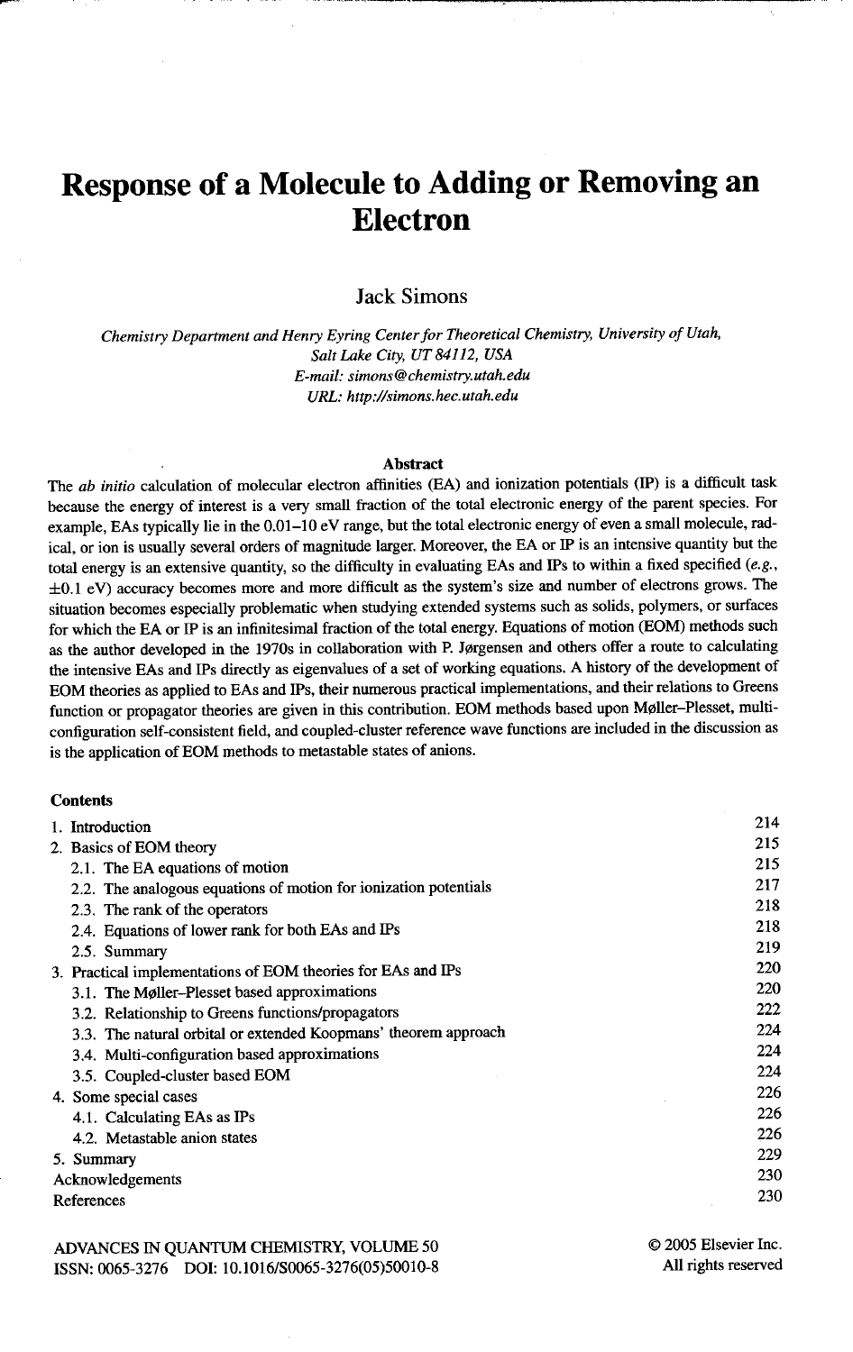# Response of a Molecule to Adding or Removing an Electron

Jack Simons

*Chemistry Department and Henry Eyring Center for Theoretical Chemistry, University of Utah, Salt Lake City, UT 84112, USA*
*E-mail: simons@chemistry.utah.edu*
*URL: http://simons.hec.utah.edu*

## Abstract

The *ab initio* calculation of molecular electron affinities (EA) and ionization potentials (IP) is a difficult task because the energy of interest is a very small fraction of the total electronic energy of the parent species. For example, EAs typically lie in the 0.01–10 eV range, but the total electronic energy of even a small molecule, radical, or ion is usually several orders of magnitude larger. Moreover, the EA or IP is an intensive quantity but the total energy is an extensive quantity, so the difficulty in evaluating EAs and IPs to within a fixed specified (*e.g.*, ±0.1 eV) accuracy becomes more and more difficult as the system's size and number of electrons grows. The situation becomes especially problematic when studying extended systems such as solids, polymers, or surfaces for which the EA or IP is an infinitesimal fraction of the total energy. Equations of motion (EOM) methods such as the author developed in the 1970s in collaboration with P. Jørgensen and others offer a route to calculating the intensive EAs and IPs directly as eigenvalues of a set of working equations. A history of the development of EOM theories as applied to EAs and IPs, their numerous practical implementations, and their relations to Greens function or propagator theories are given in this contribution. EOM methods based upon Møller–Plesset, multi-configuration self-consistent field, and coupled-cluster reference wave functions are included in the discussion as is the application of EOM methods to metastable states of anions.

### Contents

| | |
|---|---|
| 1. Introduction | 214 |
| 2. Basics of EOM theory | 215 |
| 2.1. The EA equations of motion | 215 |
| 2.2. The analogous equations of motion for ionization potentials | 217 |
| 2.3. The rank of the operators | 218 |
| 2.4. Equations of lower rank for both EAs and IPs | 218 |
| 2.5. Summary | 219 |
| 3. Practical implementations of EOM theories for EAs and IPs | 220 |
| 3.1. The Møller–Plesset based approximations | 220 |
| 3.2. Relationship to Greens functions/propagators | 222 |
| 3.3. The natural orbital or extended Koopmans' theorem approach | 224 |
| 3.4. Multi-configuration based approximations | 224 |
| 3.5. Coupled-cluster based EOM | 224 |
| 4. Some special cases | 226 |
| 4.1. Calculating EAs as IPs | 226 |
| 4.2. Metastable anion states | 226 |
| 5. Summary | 229 |
| Acknowledgements | 230 |
| References | 230 |

ADVANCES IN QUANTUM CHEMISTRY, VOLUME 50
ISSN: 0065-3276 DOI: 10.1016/S0065-3276(05)50010-8

© 2005 Elsevier Inc.
All rights reserved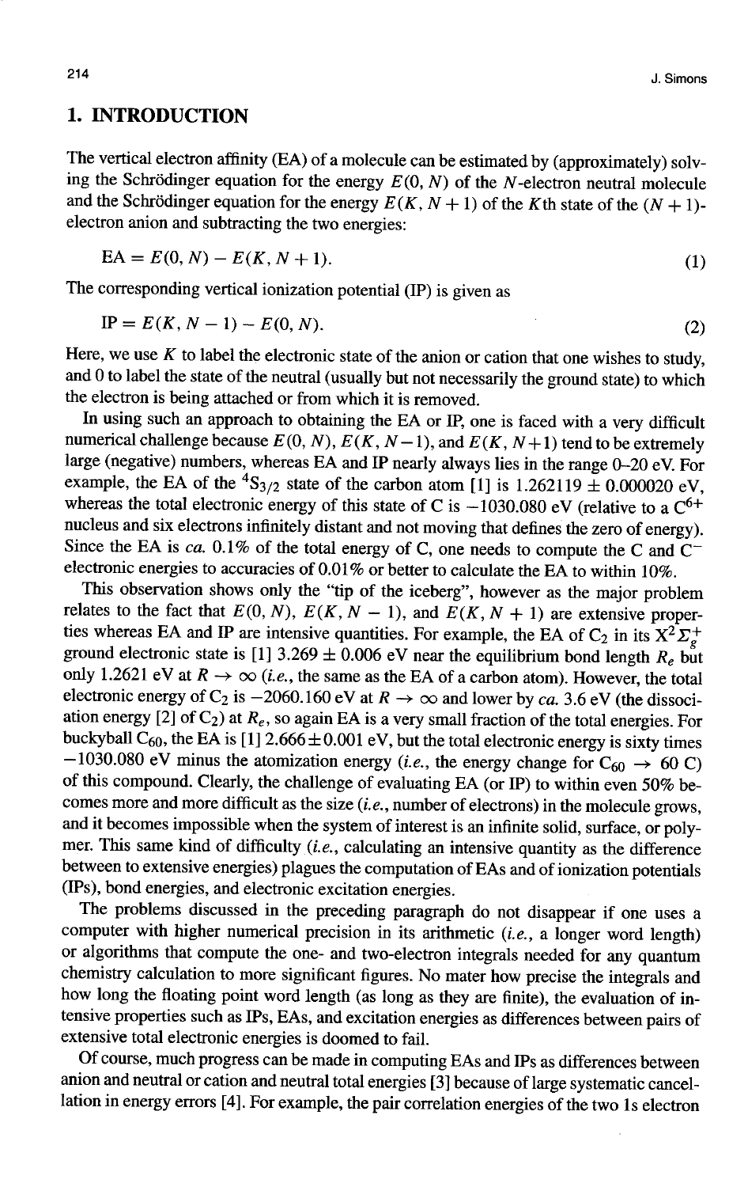## 1. INTRODUCTION

The vertical electron affinity (EA) of a molecule can be estimated by (approximately) solving the Schrödinger equation for the energy $E(0, N)$ of the $N$-electron neutral molecule and the Schrödinger equation for the energy $E(K, N+1)$ of the $K$th state of the $(N+1)$-electron anion and subtracting the two energies:

$$\text{EA} = E(0, N) - E(K, N+1). \tag{1}$$

The corresponding vertical ionization potential (IP) is given as

$$\text{IP} = E(K, N-1) - E(0, N). \tag{2}$$

Here, we use $K$ to label the electronic state of the anion or cation that one wishes to study, and 0 to label the state of the neutral (usually but not necessarily the ground state) to which the electron is being attached or from which it is removed.

In using such an approach to obtaining the EA or IP, one is faced with a very difficult numerical challenge because $E(0, N)$, $E(K, N-1)$, and $E(K, N+1)$ tend to be extremely large (negative) numbers, whereas EA and IP nearly always lies in the range 0–20 eV. For example, the EA of the $^4S_{3/2}$ state of the carbon atom [1] is $1.262119 \pm 0.000020$ eV, whereas the total electronic energy of this state of C is $-1030.080$ eV (relative to a $C^{6+}$ nucleus and six electrons infinitely distant and not moving that defines the zero of energy). Since the EA is *ca.* 0.1% of the total energy of C, one needs to compute the C and $C^-$ electronic energies to accuracies of 0.01% or better to calculate the EA to within 10%.

This observation shows only the "tip of the iceberg", however as the major problem relates to the fact that $E(0, N)$, $E(K, N-1)$, and $E(K, N+1)$ are extensive properties whereas EA and IP are intensive quantities. For example, the EA of $C_2$ in its $X^2\Sigma_g^+$ ground electronic state is [1] $3.269 \pm 0.006$ eV near the equilibrium bond length $R_e$ but only 1.2621 eV at $R \to \infty$ (*i.e.*, the same as the EA of a carbon atom). However, the total electronic energy of $C_2$ is $-2060.160$ eV at $R \to \infty$ and lower by *ca.* 3.6 eV (the dissociation energy [2] of $C_2$) at $R_e$, so again EA is a very small fraction of the total energies. For buckyball $C_{60}$, the EA is [1] $2.666 \pm 0.001$ eV, but the total electronic energy is sixty times $-1030.080$ eV minus the atomization energy (*i.e.*, the energy change for $C_{60} \to 60$ C) of this compound. Clearly, the challenge of evaluating EA (or IP) to within even 50% becomes more and more difficult as the size (*i.e.*, number of electrons) in the molecule grows, and it becomes impossible when the system of interest is an infinite solid, surface, or polymer. This same kind of difficulty (*i.e.*, calculating an intensive quantity as the difference between to extensive energies) plagues the computation of EAs and of ionization potentials (IPs), bond energies, and electronic excitation energies.

The problems discussed in the preceding paragraph do not disappear if one uses a computer with higher numerical precision in its arithmetic (*i.e.*, a longer word length) or algorithms that compute the one- and two-electron integrals needed for any quantum chemistry calculation to more significant figures. No mater how precise the integrals and how long the floating point word length (as long as they are finite), the evaluation of intensive properties such as IPs, EAs, and excitation energies as differences between pairs of extensive total electronic energies is doomed to fail.

Of course, much progress can be made in computing EAs and IPs as differences between anion and neutral or cation and neutral total energies [3] because of large systematic cancellation in energy errors [4]. For example, the pair correlation energies of the two 1s electron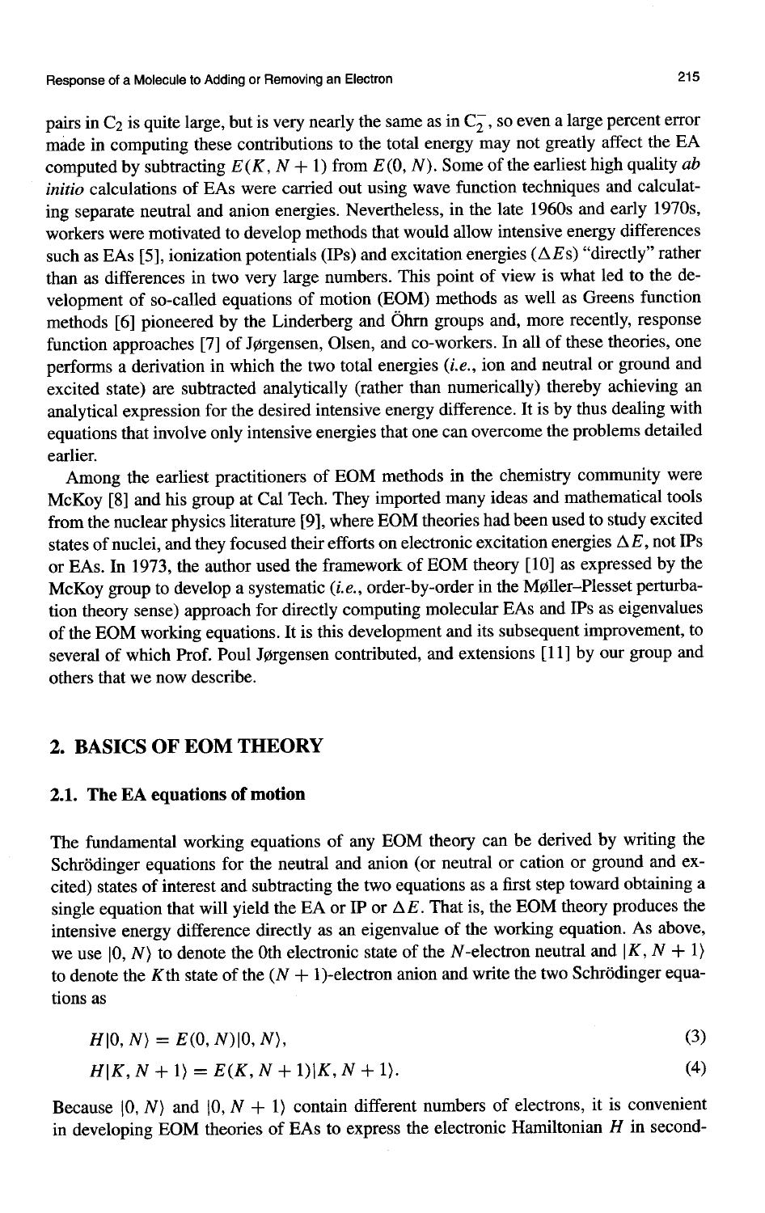pairs in $C_2$ is quite large, but is very nearly the same as in $C_2^-$, so even a large percent error made in computing these contributions to the total energy may not greatly affect the EA computed by subtracting $E(K, N+1)$ from $E(0, N)$. Some of the earliest high quality *ab initio* calculations of EAs were carried out using wave function techniques and calculating separate neutral and anion energies. Nevertheless, in the late 1960s and early 1970s, workers were motivated to develop methods that would allow intensive energy differences such as EAs [5], ionization potentials (IPs) and excitation energies ($\Delta E$s) "directly" rather than as differences in two very large numbers. This point of view is what led to the development of so-called equations of motion (EOM) methods as well as Greens function methods [6] pioneered by the Linderberg and Öhrn groups and, more recently, response function approaches [7] of Jørgensen, Olsen, and co-workers. In all of these theories, one performs a derivation in which the two total energies (*i.e.*, ion and neutral or ground and excited state) are subtracted analytically (rather than numerically) thereby achieving an analytical expression for the desired intensive energy difference. It is by thus dealing with equations that involve only intensive energies that one can overcome the problems detailed earlier.

Among the earliest practitioners of EOM methods in the chemistry community were McKoy [8] and his group at Cal Tech. They imported many ideas and mathematical tools from the nuclear physics literature [9], where EOM theories had been used to study excited states of nuclei, and they focused their efforts on electronic excitation energies $\Delta E$, not IPs or EAs. In 1973, the author used the framework of EOM theory [10] as expressed by the McKoy group to develop a systematic (*i.e.*, order-by-order in the Møller–Plesset perturbation theory sense) approach for directly computing molecular EAs and IPs as eigenvalues of the EOM working equations. It is this development and its subsequent improvement, to several of which Prof. Poul Jørgensen contributed, and extensions [11] by our group and others that we now describe.

## 2. BASICS OF EOM THEORY

### 2.1. The EA equations of motion

The fundamental working equations of any EOM theory can be derived by writing the Schrödinger equations for the neutral and anion (or neutral or cation or ground and excited) states of interest and subtracting the two equations as a first step toward obtaining a single equation that will yield the EA or IP or $\Delta E$. That is, the EOM theory produces the intensive energy difference directly as an eigenvalue of the working equation. As above, we use $|0, N\rangle$ to denote the 0th electronic state of the $N$-electron neutral and $|K, N+1\rangle$ to denote the $K$th state of the $(N+1)$-electron anion and write the two Schrödinger equations as

$$H|0, N\rangle = E(0, N)|0, N\rangle, \tag{3}$$

$$H|K, N+1\rangle = E(K, N+1)|K, N+1\rangle. \tag{4}$$

Because $|0, N\rangle$ and $|0, N+1\rangle$ contain different numbers of electrons, it is convenient in developing EOM theories of EAs to express the electronic Hamiltonian $H$ in second-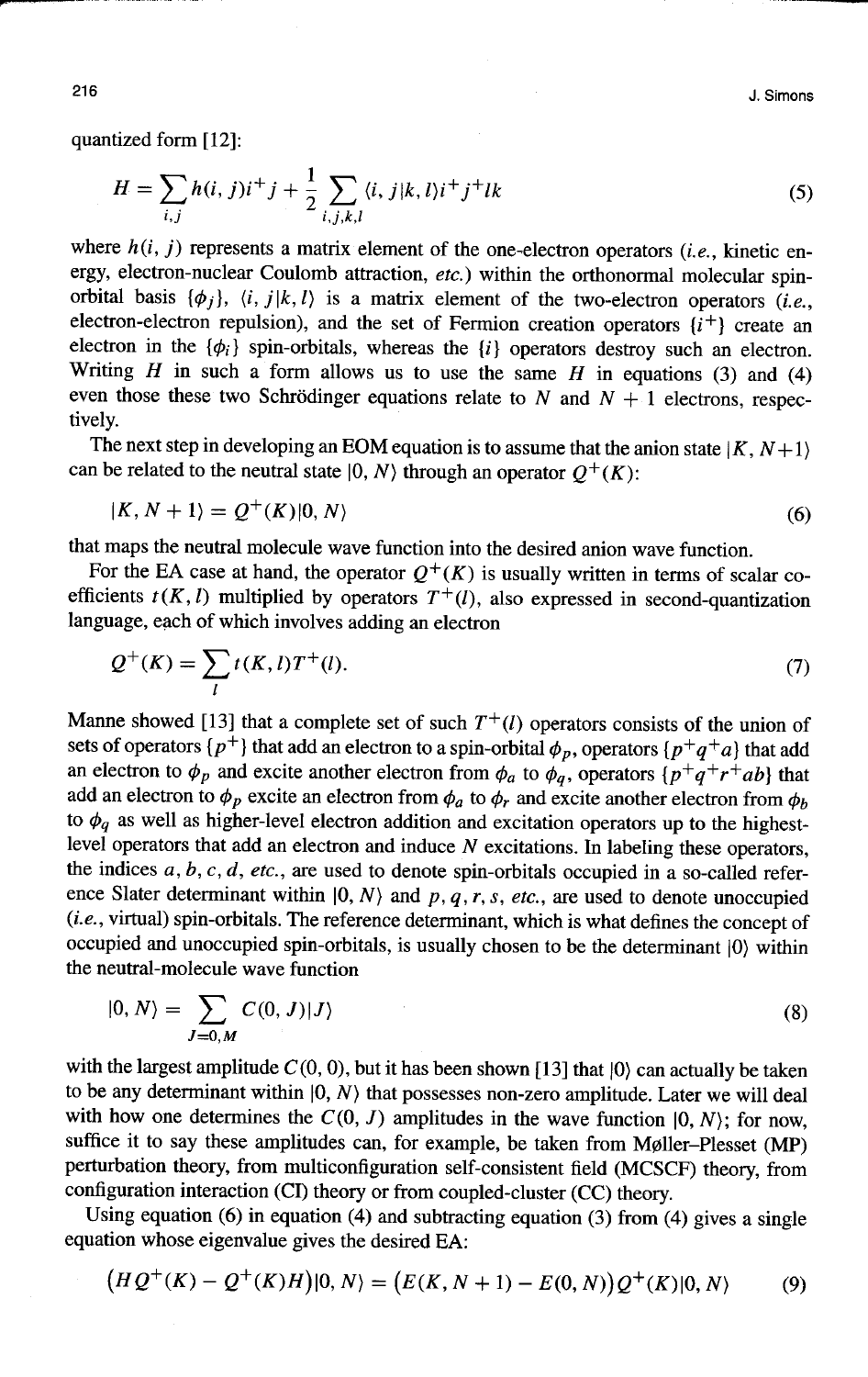quantized form [12]:

$$H = \sum_{i,j} h(i,j) i^+ j + \frac{1}{2} \sum_{i,j,k,l} \langle i,j|k,l\rangle i^+ j^+ l k \tag{5}$$

where $h(i, j)$ represents a matrix element of the one-electron operators (*i.e.*, kinetic energy, electron-nuclear Coulomb attraction, *etc.*) within the orthonormal molecular spin-orbital basis $\{\phi_j\}$, $\langle i, j|k, l\rangle$ is a matrix element of the two-electron operators (*i.e.*, electron-electron repulsion), and the set of Fermion creation operators $\{i^+\}$ create an electron in the $\{\phi_i\}$ spin-orbitals, whereas the $\{i\}$ operators destroy such an electron. Writing $H$ in such a form allows us to use the same $H$ in equations (3) and (4) even those these two Schrödinger equations relate to $N$ and $N + 1$ electrons, respectively.

The next step in developing an EOM equation is to assume that the anion state $|K, N+1\rangle$ can be related to the neutral state $|0, N\rangle$ through an operator $Q^+(K)$:

$$|K, N+1\rangle = Q^+(K)|0, N\rangle \tag{6}$$

that maps the neutral molecule wave function into the desired anion wave function.

For the EA case at hand, the operator $Q^+(K)$ is usually written in terms of scalar coefficients $t(K, l)$ multiplied by operators $T^+(l)$, also expressed in second-quantization language, each of which involves adding an electron

$$Q^+(K) = \sum_l t(K, l) T^+(l). \tag{7}$$

Manne showed [13] that a complete set of such $T^+(l)$ operators consists of the union of sets of operators $\{p^+\}$ that add an electron to a spin-orbital $\phi_p$, operators $\{p^+q^+a\}$ that add an electron to $\phi_p$ and excite another electron from $\phi_a$ to $\phi_q$, operators $\{p^+q^+r^+ab\}$ that add an electron to $\phi_p$ excite an electron from $\phi_a$ to $\phi_r$ and excite another electron from $\phi_b$ to $\phi_q$ as well as higher-level electron addition and excitation operators up to the highest-level operators that add an electron and induce $N$ excitations. In labeling these operators, the indices $a, b, c, d$, *etc.*, are used to denote spin-orbitals occupied in a so-called reference Slater determinant within $|0, N\rangle$ and $p, q, r, s$, *etc.*, are used to denote unoccupied (*i.e.*, virtual) spin-orbitals. The reference determinant, which is what defines the concept of occupied and unoccupied spin-orbitals, is usually chosen to be the determinant $|0\rangle$ within the neutral-molecule wave function

$$|0, N\rangle = \sum_{J=0,M} C(0, J)|J\rangle \tag{8}$$

with the largest amplitude $C(0, 0)$, but it has been shown [13] that $|0\rangle$ can actually be taken to be any determinant within $|0, N\rangle$ that possesses non-zero amplitude. Later we will deal with how one determines the $C(0, J)$ amplitudes in the wave function $|0, N\rangle$; for now, suffice it to say these amplitudes can, for example, be taken from Møller–Plesset (MP) perturbation theory, from multiconfiguration self-consistent field (MCSCF) theory, from configuration interaction (CI) theory or from coupled-cluster (CC) theory.

Using equation (6) in equation (4) and subtracting equation (3) from (4) gives a single equation whose eigenvalue gives the desired EA:

$$\big(HQ^+(K) - Q^+(K)H\big)|0, N\rangle = \big(E(K, N+1) - E(0, N)\big)Q^+(K)|0, N\rangle \tag{9}$$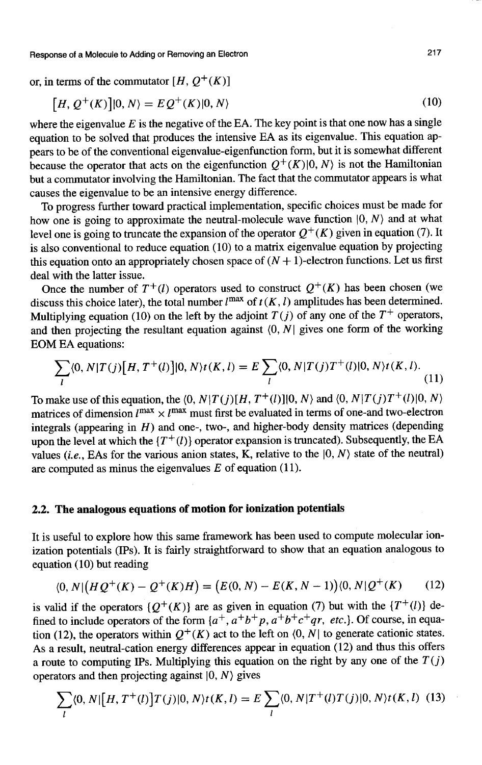or, in terms of the commutator $[H, Q^+(K)]$

$$[H, Q^+(K)]|0, N\rangle = E Q^+(K)|0, N\rangle \tag{10}$$

where the eigenvalue $E$ is the negative of the EA. The key point is that one now has a single equation to be solved that produces the intensive EA as its eigenvalue. This equation appears to be of the conventional eigenvalue-eigenfunction form, but it is somewhat different because the operator that acts on the eigenfunction $Q^+(K)|0, N\rangle$ is not the Hamiltonian but a commutator involving the Hamiltonian. The fact that the commutator appears is what causes the eigenvalue to be an intensive energy difference.

To progress further toward practical implementation, specific choices must be made for how one is going to approximate the neutral-molecule wave function $|0, N\rangle$ and at what level one is going to truncate the expansion of the operator $Q^+(K)$ given in equation (7). It is also conventional to reduce equation (10) to a matrix eigenvalue equation by projecting this equation onto an appropriately chosen space of $(N+1)$-electron functions. Let us first deal with the latter issue.

Once the number of $T^+(l)$ operators used to construct $Q^+(K)$ has been chosen (we discuss this choice later), the total number $l^{\max}$ of $t(K, l)$ amplitudes has been determined. Multiplying equation (10) on the left by the adjoint $T(j)$ of any one of the $T^+$ operators, and then projecting the resultant equation against $\langle 0, N|$ gives one form of the working EOM EA equations:

$$\sum_l \langle 0, N|T(j)[H, T^+(l)]|0, N\rangle t(K, l) = E \sum_l \langle 0, N|T(j)T^+(l)|0, N\rangle t(K, l). \tag{11}$$

To make use of this equation, the $\langle 0, N|T(j)[H, T^+(l)]|0, N\rangle$ and $\langle 0, N|T(j)T^+(l)|0, N\rangle$ matrices of dimension $l^{\max} \times l^{\max}$ must first be evaluated in terms of one-and two-electron integrals (appearing in $H$) and one-, two-, and higher-body density matrices (depending upon the level at which the $\{T^+(l)\}$ operator expansion is truncated). Subsequently, the EA values (*i.e.*, EAs for the various anion states, K, relative to the $|0, N\rangle$ state of the neutral) are computed as minus the eigenvalues $E$ of equation (11).

## 2.2. The analogous equations of motion for ionization potentials

It is useful to explore how this same framework has been used to compute molecular ionization potentials (IPs). It is fairly straightforward to show that an equation analogous to equation (10) but reading

$$\langle 0, N|(HQ^+(K) - Q^+(K)H) = (E(0, N) - E(K, N-1))\langle 0, N|Q^+(K) \tag{12}$$

is valid if the operators $\{Q^+(K)\}$ are as given in equation (7) but with the $\{T^+(l)\}$ defined to include operators of the form $\{a^+, a^+b^+p, a^+b^+c^+qr,$ *etc.*$\}$. Of course, in equation (12), the operators within $Q^+(K)$ act to the left on $\langle 0, N|$ to generate cationic states. As a result, neutral-cation energy differences appear in equation (12) and thus this offers a route to computing IPs. Multiplying this equation on the right by any one of the $T(j)$ operators and then projecting against $|0, N\rangle$ gives

$$\sum_l \langle 0, N|[H, T^+(l)]T(j)|0, N\rangle t(K, l) = E \sum_l \langle 0, N|T^+(l)T(j)|0, N\rangle t(K, l) \tag{13}$$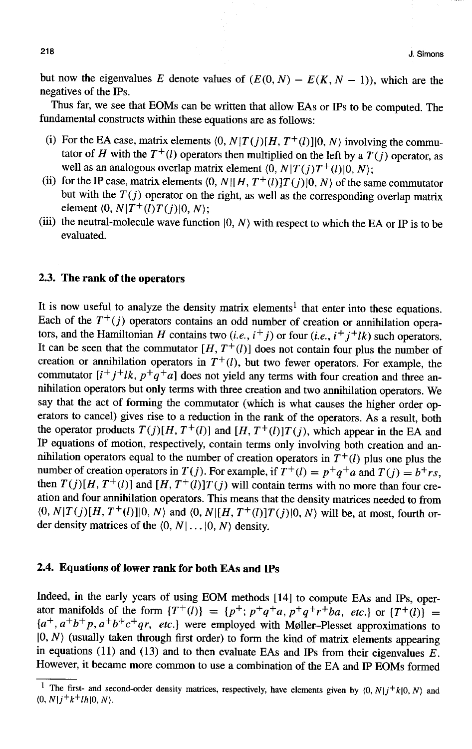but now the eigenvalues $E$ denote values of $(E(0, N) - E(K, N - 1))$, which are the negatives of the IPs.

Thus far, we see that EOMs can be written that allow EAs or IPs to be computed. The fundamental constructs within these equations are as follows:

(i) For the EA case, matrix elements $\langle 0, N|T(j)[H, T^{+}(l)]|0, N\rangle$ involving the commutator of $H$ with the $T^{+}(l)$ operators then multiplied on the left by a $T(j)$ operator, as well as an analogous overlap matrix element $\langle 0, N|T(j)T^{+}(l)|0, N\rangle$;

(ii) for the IP case, matrix elements $\langle 0, N|[H, T^{+}(l)]T(j)|0, N\rangle$ of the same commutator but with the $T(j)$ operator on the right, as well as the corresponding overlap matrix element $\langle 0, N|T^{+}(l)T(j)|0, N\rangle$;

(iii) the neutral-molecule wave function $|0, N\rangle$ with respect to which the EA or IP is to be evaluated.

### 2.3. The rank of the operators

It is now useful to analyze the density matrix elements[1] that enter into these equations. Each of the $T^{+}(j)$ operators contains an odd number of creation or annihilation operators, and the Hamiltonian $H$ contains two (*i.e.*, $i^{+}j$) or four (*i.e.*, $i^{+}j^{+}lk$) such operators. It can be seen that the commutator $[H, T^{+}(l)]$ does not contain four plus the number of creation or annihilation operators in $T^{+}(l)$, but two fewer operators. For example, the commutator $[i^{+}j^{+}lk, p^{+}q^{+}a]$ does not yield any terms with four creation and three annihilation operators but only terms with three creation and two annihilation operators. We say that the act of forming the commutator (which is what causes the higher order operators to cancel) gives rise to a reduction in the rank of the operators. As a result, both the operator products $T(j)[H, T^{+}(l)]$ and $[H, T^{+}(l)]T(j)$, which appear in the EA and IP equations of motion, respectively, contain terms only involving both creation and annihilation operators equal to the number of creation operators in $T^{+}(l)$ plus one plus the number of creation operators in $T(j)$. For example, if $T^{+}(l) = p^{+}q^{+}a$ and $T(j) = b^{+}rs$, then $T(j)[H, T^{+}(l)]$ and $[H, T^{+}(l)]T(j)$ will contain terms with no more than four creation and four annihilation operators. This means that the density matrices needed to from $\langle 0, N|T(j)[H, T^{+}(l)]|0, N\rangle$ and $\langle 0, N|[H, T^{+}(l)]T(j)|0, N\rangle$ will be, at most, fourth order density matrices of the $\langle 0, N|\ldots|0, N\rangle$ density.

### 2.4. Equations of lower rank for both EAs and IPs

Indeed, in the early years of using EOM methods [14] to compute EAs and IPs, operator manifolds of the form $\{T^{+}(l)\} = \{p^{+}; p^{+}q^{+}a, p^{+}q^{+}r^{+}ba,$ *etc.*$\}$ or $\{T^{+}(l)\} = \{a^{+}, a^{+}b^{+}p, a^{+}b^{+}c^{+}qr,$ *etc.*$\}$ were employed with Møller-Plesset approximations to $|0, N\rangle$ (usually taken through first order) to form the kind of matrix elements appearing in equations (11) and (13) and to then evaluate EAs and IPs from their eigenvalues $E$. However, it became more common to use a combination of the EA and IP EOMs formed

[1] The first- and second-order density matrices, respectively, have elements given by $\langle 0, N|j^{+}k|0, N\rangle$ and $\langle 0, N|j^{+}k^{+}lh|0, N\rangle$.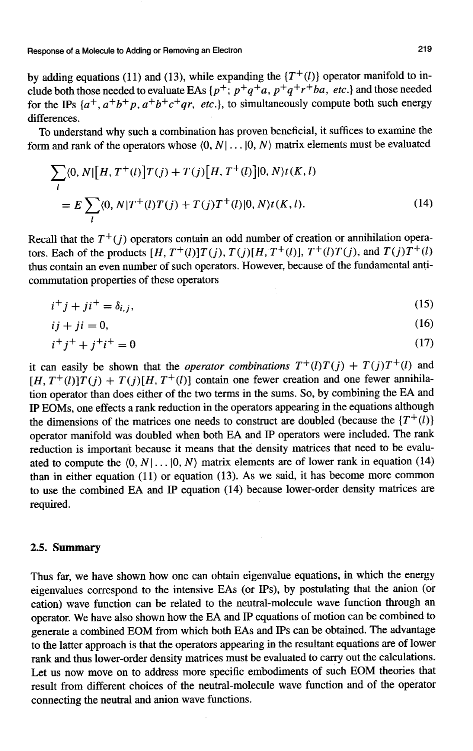by adding equations (11) and (13), while expanding the $\{T^+(l)\}$ operator manifold to include both those needed to evaluate EAs $\{p^+; p^+q^+a, p^+q^+r^+ba, etc.\}$ and those needed for the IPs $\{a^+, a^+b^+p, a^+b^+c^+qr, etc.\}$, to simultaneously compute both such energy differences.

To understand why such a combination has proven beneficial, it suffices to examine the form and rank of the operators whose $\langle 0, N| \ldots |0, N\rangle$ matrix elements must be evaluated

$$\sum_l \langle 0, N|[H, T^+(l)]T(j) + T(j)[H, T^+(l)]|0, N\rangle t(K, l)$$
$$= E \sum_l \langle 0, N|T^+(l)T(j) + T(j)T^+(l)|0, N\rangle t(K, l). \tag{14}$$

Recall that the $T^+(j)$ operators contain an odd number of creation or annihilation operators. Each of the products $[H, T^+(l)]T(j)$, $T(j)[H, T^+(l)]$, $T^+(l)T(j)$, and $T(j)T^+(l)$ thus contain an even number of such operators. However, because of the fundamental anticommutation properties of these operators

$$i^+j + ji^+ = \delta_{i,j}, \tag{15}$$

$$ij + ji = 0, \tag{16}$$

$$i^+j^+ + j^+i^+ = 0 \tag{17}$$

it can easily be shown that the *operator combinations* $T^+(l)T(j) + T(j)T^+(l)$ and $[H, T^+(l)]T(j) + T(j)[H, T^+(l)]$ contain one fewer creation and one fewer annihilation operator than does either of the two terms in the sums. So, by combining the EA and IP EOMs, one effects a rank reduction in the operators appearing in the equations although the dimensions of the matrices one needs to construct are doubled (because the $\{T^+(l)\}$ operator manifold was doubled when both EA and IP operators were included. The rank reduction is important because it means that the density matrices that need to be evaluated to compute the $\langle 0, N| \ldots |0, N\rangle$ matrix elements are of lower rank in equation (14) than in either equation (11) or equation (13). As we said, it has become more common to use the combined EA and IP equation (14) because lower-order density matrices are required.

### 2.5. Summary

Thus far, we have shown how one can obtain eigenvalue equations, in which the energy eigenvalues correspond to the intensive EAs (or IPs), by postulating that the anion (or cation) wave function can be related to the neutral-molecule wave function through an operator. We have also shown how the EA and IP equations of motion can be combined to generate a combined EOM from which both EAs and IPs can be obtained. The advantage to the latter approach is that the operators appearing in the resultant equations are of lower rank and thus lower-order density matrices must be evaluated to carry out the calculations. Let us now move on to address more specific embodiments of such EOM theories that result from different choices of the neutral-molecule wave function and of the operator connecting the neutral and anion wave functions.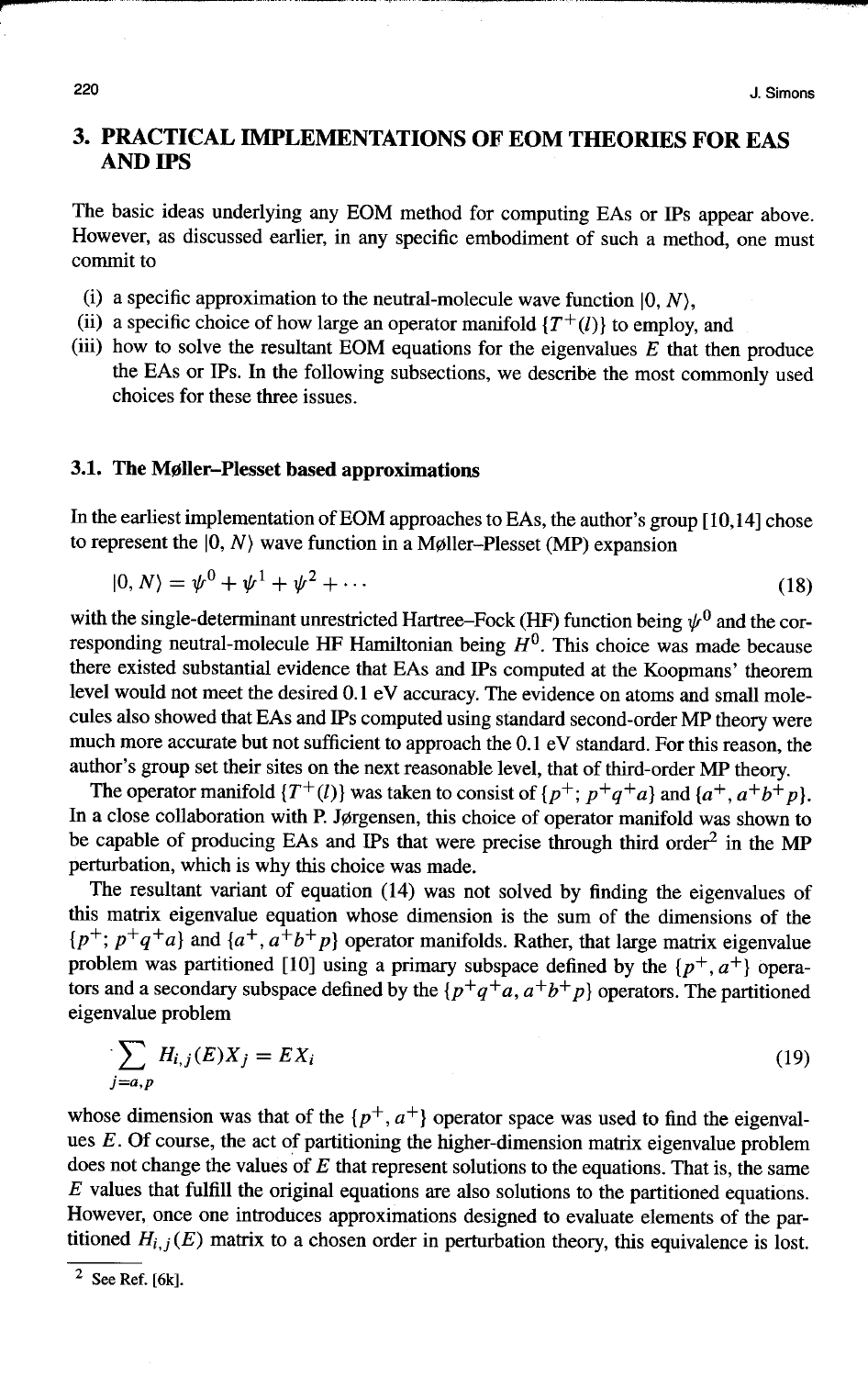## 3. PRACTICAL IMPLEMENTATIONS OF EOM THEORIES FOR EAS AND IPS

The basic ideas underlying any EOM method for computing EAs or IPs appear above. However, as discussed earlier, in any specific embodiment of such a method, one must commit to

(i) a specific approximation to the neutral-molecule wave function $|0, N\rangle$,
(ii) a specific choice of how large an operator manifold $\{T^+(l)\}$ to employ, and
(iii) how to solve the resultant EOM equations for the eigenvalues $E$ that then produce the EAs or IPs. In the following subsections, we describe the most commonly used choices for these three issues.

### 3.1. The Møller–Plesset based approximations

In the earliest implementation of EOM approaches to EAs, the author's group [10,14] chose to represent the $|0, N\rangle$ wave function in a Møller–Plesset (MP) expansion

$$|0, N\rangle = \psi^0 + \psi^1 + \psi^2 + \cdots \tag{18}$$

with the single-determinant unrestricted Hartree–Fock (HF) function being $\psi^0$ and the corresponding neutral-molecule HF Hamiltonian being $H^0$. This choice was made because there existed substantial evidence that EAs and IPs computed at the Koopmans' theorem level would not meet the desired 0.1 eV accuracy. The evidence on atoms and small molecules also showed that EAs and IPs computed using standard second-order MP theory were much more accurate but not sufficient to approach the 0.1 eV standard. For this reason, the author's group set their sites on the next reasonable level, that of third-order MP theory.

The operator manifold $\{T^+(l)\}$ was taken to consist of $\{p^+;\ p^+q^+a\}$ and $\{a^+, a^+b^+p\}$. In a close collaboration with P. Jørgensen, this choice of operator manifold was shown to be capable of producing EAs and IPs that were precise through third order[2] in the MP perturbation, which is why this choice was made.

The resultant variant of equation (14) was not solved by finding the eigenvalues of this matrix eigenvalue equation whose dimension is the sum of the dimensions of the $\{p^+;\ p^+q^+a\}$ and $\{a^+, a^+b^+p\}$ operator manifolds. Rather, that large matrix eigenvalue problem was partitioned [10] using a primary subspace defined by the $\{p^+, a^+\}$ operators and a secondary subspace defined by the $\{p^+q^+a, a^+b^+p\}$ operators. The partitioned eigenvalue problem

$$\sum_{j=a,p} H_{i,j}(E)X_j = EX_i \tag{19}$$

whose dimension was that of the $\{p^+, a^+\}$ operator space was used to find the eigenvalues $E$. Of course, the act of partitioning the higher-dimension matrix eigenvalue problem does not change the values of $E$ that represent solutions to the equations. That is, the same $E$ values that fulfill the original equations are also solutions to the partitioned equations. However, once one introduces approximations designed to evaluate elements of the partitioned $H_{i,j}(E)$ matrix to a chosen order in perturbation theory, this equivalence is lost.

[2] See Ref. [6k].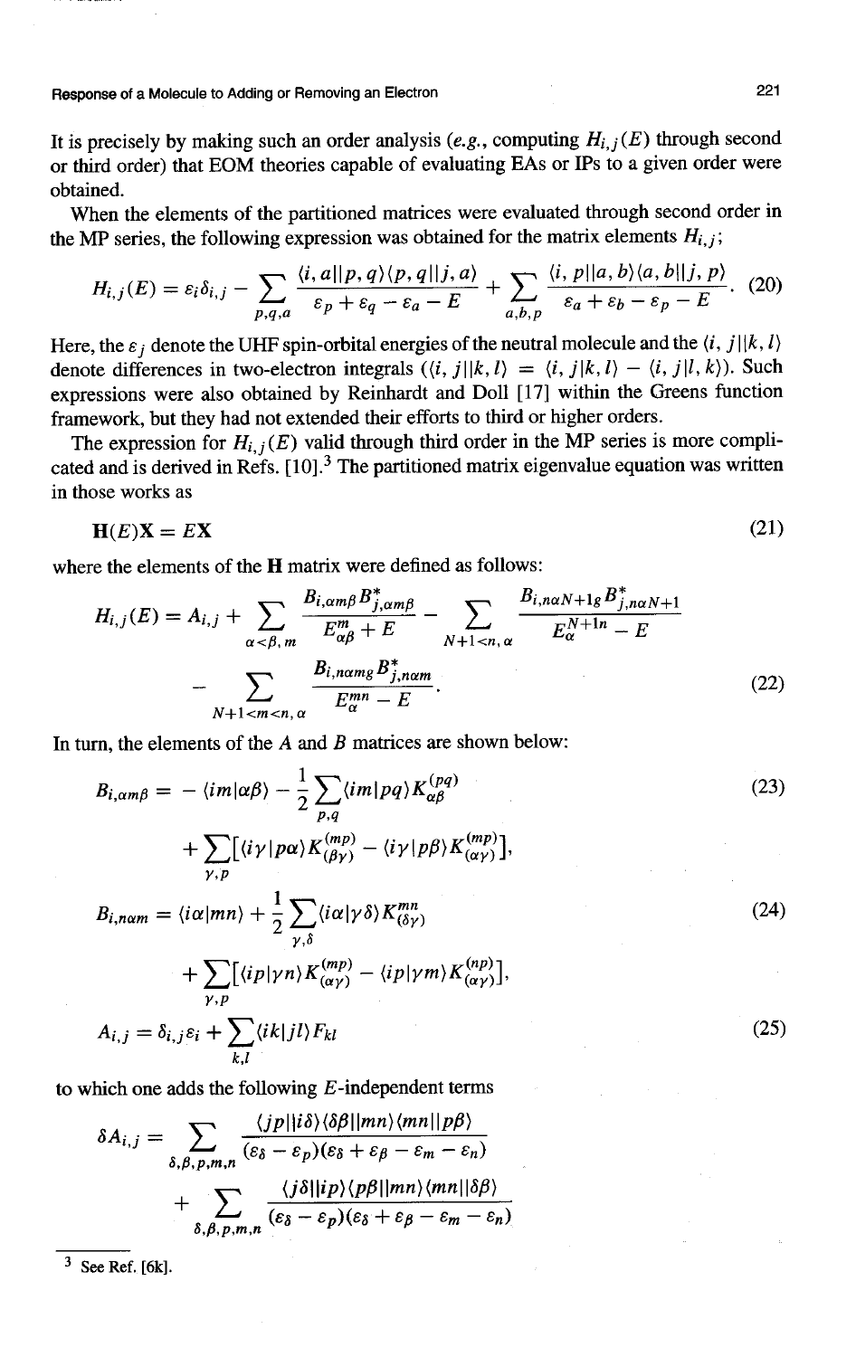It is precisely by making such an order analysis (*e.g.*, computing $H_{i,j}(E)$ through second or third order) that EOM theories capable of evaluating EAs or IPs to a given order were obtained.

When the elements of the partitioned matrices were evaluated through second order in the MP series, the following expression was obtained for the matrix elements $H_{i,j}$;

$$H_{i,j}(E) = \varepsilon_i \delta_{i,j} - \sum_{p,q,a} \frac{\langle i,a||p,q\rangle\langle p,q||j,a\rangle}{\varepsilon_p + \varepsilon_q - \varepsilon_a - E} + \sum_{a,b,p} \frac{\langle i,p||a,b\rangle\langle a,b||j,p\rangle}{\varepsilon_a + \varepsilon_b - \varepsilon_p - E}. \tag{20}$$

Here, the $\varepsilon_j$ denote the UHF spin-orbital energies of the neutral molecule and the $\langle i,j||k,l\rangle$ denote differences in two-electron integrals ($\langle i,j||k,l\rangle = \langle i,j|k,l\rangle - \langle i,j|l,k\rangle$). Such expressions were also obtained by Reinhardt and Doll [17] within the Greens function framework, but they had not extended their efforts to third or higher orders.

The expression for $H_{i,j}(E)$ valid through third order in the MP series is more complicated and is derived in Refs. [10].[3] The partitioned matrix eigenvalue equation was written in those works as

$$\mathbf{H}(E)\mathbf{X} = E\mathbf{X} \tag{21}$$

where the elements of the $\mathbf{H}$ matrix were defined as follows:

$$H_{i,j}(E) = A_{i,j} + \sum_{\alpha<\beta,m} \frac{B_{i,\alpha m\beta} B^*_{j,\alpha m\beta}}{E^m_{\alpha\beta} + E} - \sum_{N+1<n,\alpha} \frac{B_{i,n\alpha N+1g} B^*_{j,n\alpha N+1}}{E^{N+1n}_{\alpha} - E}$$
$$- \sum_{N+1<m<n,\alpha} \frac{B_{i,n\alpha mg} B^*_{j,n\alpha m}}{E^{mn}_{\alpha} - E}. \tag{22}$$

In turn, the elements of the $A$ and $B$ matrices are shown below:

$$B_{i,\alpha m\beta} = -\langle im|\alpha\beta\rangle - \frac{1}{2}\sum_{p,q}\langle im|pq\rangle K^{(pq)}_{\alpha\beta}$$
$$+ \sum_{\gamma,p}[\langle i\gamma|p\alpha\rangle K^{(mp)}_{(\beta\gamma)} - \langle i\gamma|p\beta\rangle K^{(mp)}_{(\alpha\gamma)}], \tag{23}$$

$$B_{i,n\alpha m} = \langle i\alpha|mn\rangle + \frac{1}{2}\sum_{\gamma,\delta}\langle i\alpha|\gamma\delta\rangle K^{mn}_{(\delta\gamma)}$$
$$+ \sum_{\gamma,p}[\langle ip|\gamma n\rangle K^{(mp)}_{(\alpha\gamma)} - \langle ip|\gamma m\rangle K^{(np)}_{(\alpha\gamma)}], \tag{24}$$

$$A_{i,j} = \delta_{i,j}\varepsilon_i + \sum_{k,l}\langle ik|jl\rangle F_{kl} \tag{25}$$

to which one adds the following $E$-independent terms

$$\delta A_{i,j} = \sum_{\delta,\beta,p,m,n} \frac{\langle jp||i\delta\rangle\langle\delta\beta||mn\rangle\langle mn||p\beta\rangle}{(\varepsilon_\delta - \varepsilon_p)(\varepsilon_\delta + \varepsilon_\beta - \varepsilon_m - \varepsilon_n)}$$
$$+ \sum_{\delta,\beta,p,m,n} \frac{\langle j\delta||ip\rangle\langle p\beta||mn\rangle\langle mn||\delta\beta\rangle}{(\varepsilon_\delta - \varepsilon_p)(\varepsilon_\delta + \varepsilon_\beta - \varepsilon_m - \varepsilon_n)}$$

[3] See Ref. [6k].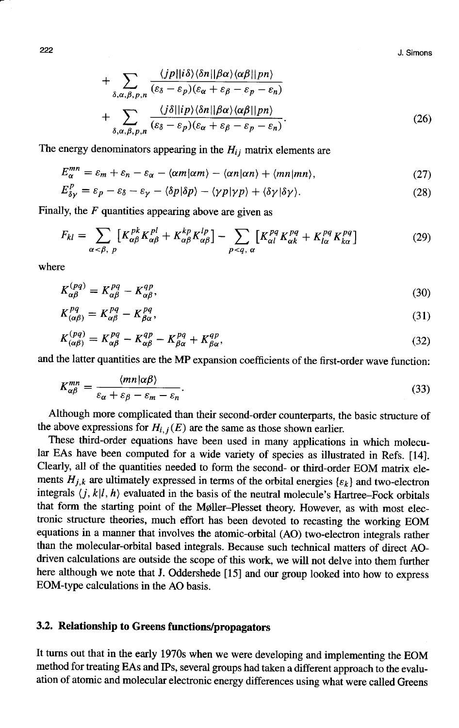$$+ \sum_{\delta,\alpha,\beta,p,n} \frac{\langle jp||i\delta\rangle\langle\delta n||\beta\alpha\rangle\langle\alpha\beta||pn\rangle}{(\varepsilon_\delta - \varepsilon_p)(\varepsilon_\alpha + \varepsilon_\beta - \varepsilon_p - \varepsilon_n)}$$

$$+ \sum_{\delta,\alpha,\beta,p,n} \frac{\langle j\delta||ip\rangle\langle\delta n||\beta\alpha\rangle\langle\alpha\beta||pn\rangle}{(\varepsilon_\delta - \varepsilon_p)(\varepsilon_\alpha + \varepsilon_\beta - \varepsilon_p - \varepsilon_n)}. \tag{26}$$

The energy denominators appearing in the $H_{ij}$ matrix elements are

$$E_\alpha^{mn} = \varepsilon_m + \varepsilon_n - \varepsilon_\alpha - \langle\alpha m|\alpha m\rangle - \langle\alpha n|\alpha n\rangle + \langle mn|mn\rangle, \tag{27}$$

$$E_{\delta\gamma}^{p} = \varepsilon_p - \varepsilon_\delta - \varepsilon_\gamma - \langle\delta p|\delta p\rangle - \langle\gamma p|\gamma p\rangle + \langle\delta\gamma|\delta\gamma\rangle. \tag{28}$$

Finally, the $F$ quantities appearing above are given as

$$F_{kl} = \sum_{\alpha<\beta,\ p} [K_{\alpha\beta}^{pk} K_{\alpha\beta}^{pl} + K_{\alpha\beta}^{kp} K_{\alpha\beta}^{lp}] - \sum_{p<q,\ \alpha} [K_{\alpha l}^{pq} K_{\alpha k}^{pq} + K_{l\alpha}^{pq} K_{k\alpha}^{pq}] \tag{29}$$

where

$$K_{\alpha\beta}^{(pq)} = K_{\alpha\beta}^{pq} - K_{\alpha\beta}^{qp}, \tag{30}$$

$$K_{(\alpha\beta)}^{pq} = K_{\alpha\beta}^{pq} - K_{\beta\alpha}^{pq}, \tag{31}$$

$$K_{(\alpha\beta)}^{(pq)} = K_{\alpha\beta}^{pq} - K_{\alpha\beta}^{qp} - K_{\beta\alpha}^{pq} + K_{\beta\alpha}^{qp}, \tag{32}$$

and the latter quantities are the MP expansion coefficients of the first-order wave function:

$$K_{\alpha\beta}^{mn} = \frac{\langle mn|\alpha\beta\rangle}{\varepsilon_\alpha + \varepsilon_\beta - \varepsilon_m - \varepsilon_n}. \tag{33}$$

Although more complicated than their second-order counterparts, the basic structure of the above expressions for $H_{i,j}(E)$ are the same as those shown earlier.

These third-order equations have been used in many applications in which molecular EAs have been computed for a wide variety of species as illustrated in Refs. [14]. Clearly, all of the quantities needed to form the second- or third-order EOM matrix elements $H_{j,k}$ are ultimately expressed in terms of the orbital energies $\{\varepsilon_k\}$ and two-electron integrals $\langle j, k|l, h\rangle$ evaluated in the basis of the neutral molecule's Hartree–Fock orbitals that form the starting point of the Møller–Plesset theory. However, as with most electronic structure theories, much effort has been devoted to recasting the working EOM equations in a manner that involves the atomic-orbital (AO) two-electron integrals rather than the molecular-orbital based integrals. Because such technical matters of direct AO-driven calculations are outside the scope of this work, we will not delve into them further here although we note that J. Oddershede [15] and our group looked into how to express EOM-type calculations in the AO basis.

### 3.2. Relationship to Greens functions/propagators

It turns out that in the early 1970s when we were developing and implementing the EOM method for treating EAs and IPs, several groups had taken a different approach to the evaluation of atomic and molecular electronic energy differences using what were called Greens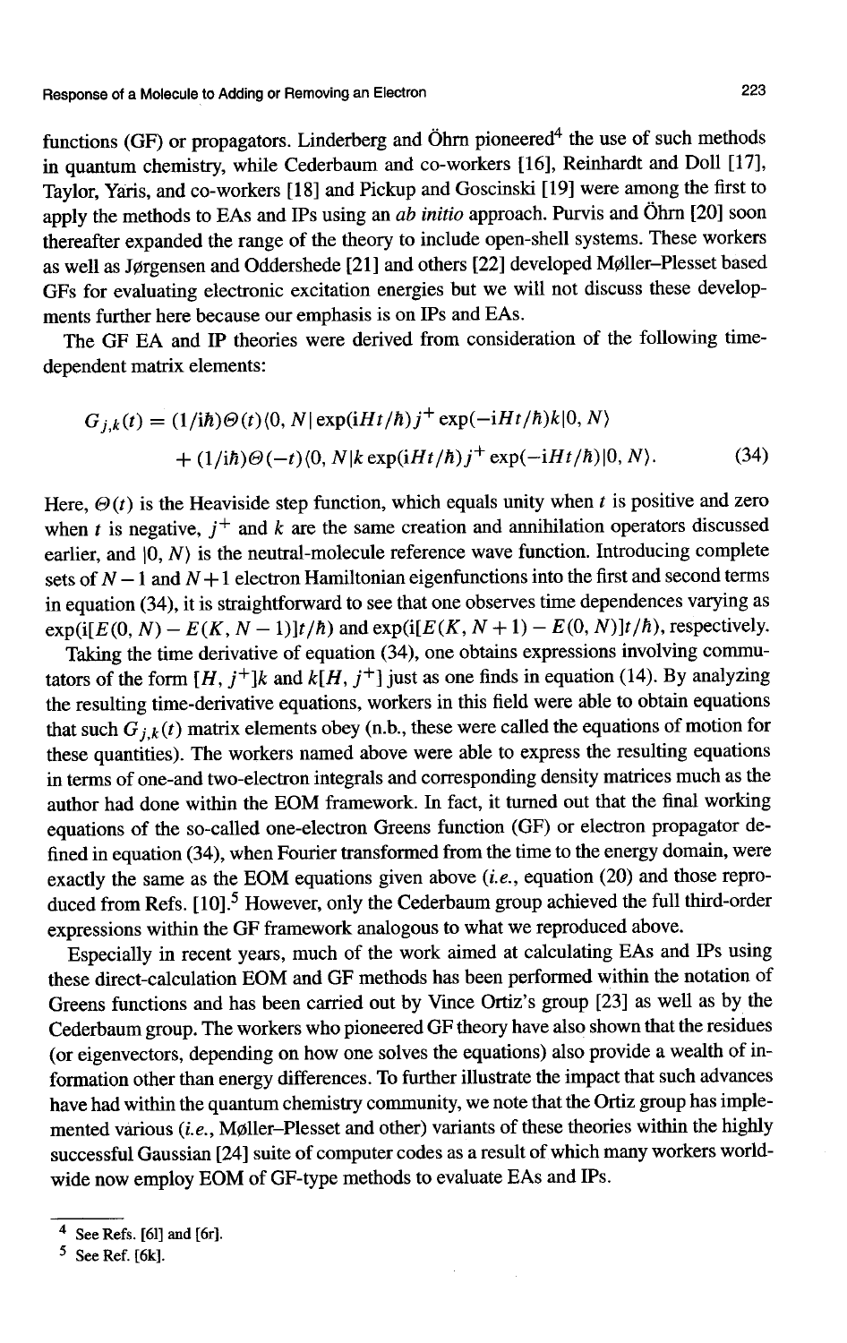functions (GF) or propagators. Linderberg and Öhrn pioneered[4] the use of such methods in quantum chemistry, while Cederbaum and co-workers [16], Reinhardt and Doll [17], Taylor, Yaris, and co-workers [18] and Pickup and Goscinski [19] were among the first to apply the methods to EAs and IPs using an *ab initio* approach. Purvis and Öhrn [20] soon thereafter expanded the range of the theory to include open-shell systems. These workers as well as Jørgensen and Oddershede [21] and others [22] developed Møller–Plesset based GFs for evaluating electronic excitation energies but we will not discuss these developments further here because our emphasis is on IPs and EAs.

The GF EA and IP theories were derived from consideration of the following time-dependent matrix elements:

$$G_{j,k}(t) = (1/\mathrm{i}\hbar)\Theta(t)\langle 0, N|\exp(\mathrm{i}Ht/\hbar)j^{+}\exp(-\mathrm{i}Ht/\hbar)k|0, N\rangle$$
$$+ (1/\mathrm{i}\hbar)\Theta(-t)\langle 0, N|k\exp(\mathrm{i}Ht/\hbar)j^{+}\exp(-\mathrm{i}Ht/\hbar)|0, N\rangle. \quad (34)$$

Here, $\Theta(t)$ is the Heaviside step function, which equals unity when $t$ is positive and zero when $t$ is negative, $j^{+}$ and $k$ are the same creation and annihilation operators discussed earlier, and $|0, N\rangle$ is the neutral-molecule reference wave function. Introducing complete sets of $N-1$ and $N+1$ electron Hamiltonian eigenfunctions into the first and second terms in equation (34), it is straightforward to see that one observes time dependences varying as $\exp(\mathrm{i}[E(0, N) - E(K, N-1)]t/\hbar)$ and $\exp(\mathrm{i}[E(K, N+1) - E(0, N)]t/\hbar)$, respectively.

Taking the time derivative of equation (34), one obtains expressions involving commutators of the form $[H, j^{+}]k$ and $k[H, j^{+}]$ just as one finds in equation (14). By analyzing the resulting time-derivative equations, workers in this field were able to obtain equations that such $G_{j,k}(t)$ matrix elements obey (n.b., these were called the equations of motion for these quantities). The workers named above were able to express the resulting equations in terms of one-and two-electron integrals and corresponding density matrices much as the author had done within the EOM framework. In fact, it turned out that the final working equations of the so-called one-electron Greens function (GF) or electron propagator defined in equation (34), when Fourier transformed from the time to the energy domain, were exactly the same as the EOM equations given above (*i.e.*, equation (20) and those reproduced from Refs. [10].[5] However, only the Cederbaum group achieved the full third-order expressions within the GF framework analogous to what we reproduced above.

Especially in recent years, much of the work aimed at calculating EAs and IPs using these direct-calculation EOM and GF methods has been performed within the notation of Greens functions and has been carried out by Vince Ortiz's group [23] as well as by the Cederbaum group. The workers who pioneered GF theory have also shown that the residues (or eigenvectors, depending on how one solves the equations) also provide a wealth of information other than energy differences. To further illustrate the impact that such advances have had within the quantum chemistry community, we note that the Ortiz group has implemented various (*i.e.*, Møller–Plesset and other) variants of these theories within the highly successful Gaussian [24] suite of computer codes as a result of which many workers worldwide now employ EOM of GF-type methods to evaluate EAs and IPs.

---

[4] See Refs. [6l] and [6r].

[5] See Ref. [6k].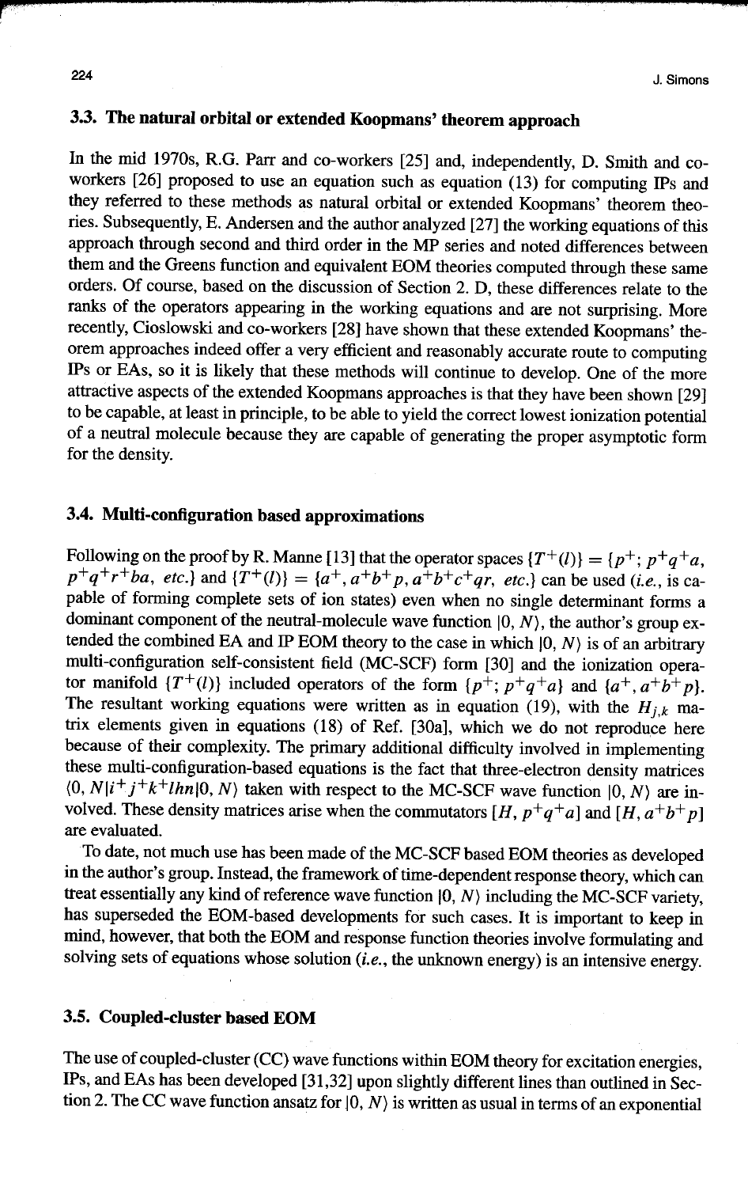### 3.3. The natural orbital or extended Koopmans' theorem approach

In the mid 1970s, R.G. Parr and co-workers [25] and, independently, D. Smith and co-workers [26] proposed to use an equation such as equation (13) for computing IPs and they referred to these methods as natural orbital or extended Koopmans' theorem theories. Subsequently, E. Andersen and the author analyzed [27] the working equations of this approach through second and third order in the MP series and noted differences between them and the Greens function and equivalent EOM theories computed through these same orders. Of course, based on the discussion of Section 2. D, these differences relate to the ranks of the operators appearing in the working equations and are not surprising. More recently, Cioslowski and co-workers [28] have shown that these extended Koopmans' theorem approaches indeed offer a very efficient and reasonably accurate route to computing IPs or EAs, so it is likely that these methods will continue to develop. One of the more attractive aspects of the extended Koopmans approaches is that they have been shown [29] to be capable, at least in principle, to be able to yield the correct lowest ionization potential of a neutral molecule because they are capable of generating the proper asymptotic form for the density.

### 3.4. Multi-configuration based approximations

Following on the proof by R. Manne [13] that the operator spaces $\{T^+(l)\} = \{p^+; p^+q^+a, p^+q^+r^+ba, etc.\}$ and $\{T^+(l)\} = \{a^+, a^+b^+p, a^+b^+c^+qr, etc.\}$ can be used (*i.e.*, is capable of forming complete sets of ion states) even when no single determinant forms a dominant component of the neutral-molecule wave function $|0, N\rangle$, the author's group extended the combined EA and IP EOM theory to the case in which $|0, N\rangle$ is of an arbitrary multi-configuration self-consistent field (MC-SCF) form [30] and the ionization operator manifold $\{T^+(l)\}$ included operators of the form $\{p^+; p^+q^+a\}$ and $\{a^+, a^+b^+p\}$. The resultant working equations were written as in equation (19), with the $H_{j,k}$ matrix elements given in equations (18) of Ref. [30a], which we do not reproduce here because of their complexity. The primary additional difficulty involved in implementing these multi-configuration-based equations is the fact that three-electron density matrices $\langle 0, N|i^+j^+k^+lhn|0, N\rangle$ taken with respect to the MC-SCF wave function $|0, N\rangle$ are involved. These density matrices arise when the commutators $[H, p^+q^+a]$ and $[H, a^+b^+p]$ are evaluated.

To date, not much use has been made of the MC-SCF based EOM theories as developed in the author's group. Instead, the framework of time-dependent response theory, which can treat essentially any kind of reference wave function $|0, N\rangle$ including the MC-SCF variety, has superseded the EOM-based developments for such cases. It is important to keep in mind, however, that both the EOM and response function theories involve formulating and solving sets of equations whose solution (*i.e.*, the unknown energy) is an intensive energy.

### 3.5. Coupled-cluster based EOM

The use of coupled-cluster (CC) wave functions within EOM theory for excitation energies, IPs, and EAs has been developed [31,32] upon slightly different lines than outlined in Section 2. The CC wave function ansatz for $|0, N\rangle$ is written as usual in terms of an exponential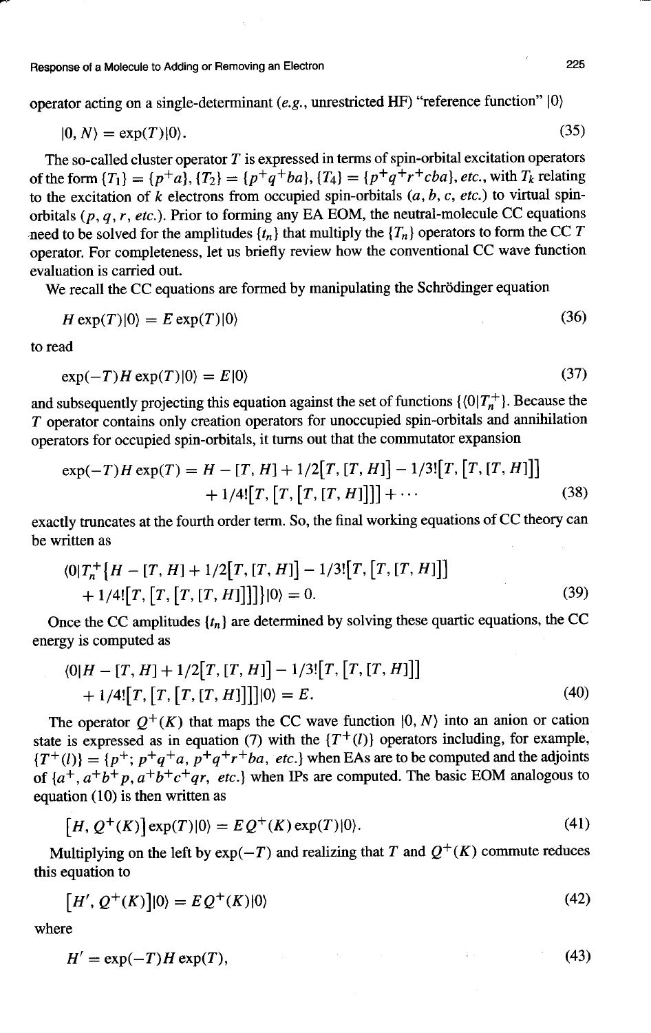operator acting on a single-determinant (*e.g.*, unrestricted HF) "reference function" $|0\rangle$

$$|0, N\rangle = \exp(T)|0\rangle. \tag{35}$$

The so-called cluster operator $T$ is expressed in terms of spin-orbital excitation operators of the form $\{T_1\} = \{p^+a\}$, $\{T_2\} = \{p^+q^+ba\}$, $\{T_4\} = \{p^+q^+r^+cba\}$, *etc.*, with $T_k$ relating to the excitation of $k$ electrons from occupied spin-orbitals ($a, b, c$, *etc.*) to virtual spin-orbitals ($p, q, r$, *etc.*). Prior to forming any EA EOM, the neutral-molecule CC equations need to be solved for the amplitudes $\{t_n\}$ that multiply the $\{T_n\}$ operators to form the CC $T$ operator. For completeness, let us briefly review how the conventional CC wave function evaluation is carried out.

We recall the CC equations are formed by manipulating the Schrödinger equation

$$H\exp(T)|0\rangle = E\exp(T)|0\rangle \tag{36}$$

to read

$$\exp(-T)H\exp(T)|0\rangle = E|0\rangle \tag{37}$$

and subsequently projecting this equation against the set of functions $\{\langle 0|T_n^+\}$. Because the $T$ operator contains only creation operators for unoccupied spin-orbitals and annihilation operators for occupied spin-orbitals, it turns out that the commutator expansion

$$\begin{aligned}\exp(-T)H\exp(T) = H - [T, H] + 1/2[T, [T, H]] - 1/3![T, [T, [T, H]]] \\ + 1/4![T, [T, [T, [T, H]]]] + \cdots\end{aligned} \tag{38}$$

exactly truncates at the fourth order term. So, the final working equations of CC theory can be written as

$$\begin{aligned}\langle 0|T_n^+\{H - [T, H] + 1/2[T, [T, H]] - 1/3![T, [T, [T, H]]] \\ + 1/4![T, [T, [T, [T, H]]]]\}|0\rangle = 0.\end{aligned} \tag{39}$$

Once the CC amplitudes $\{t_n\}$ are determined by solving these quartic equations, the CC energy is computed as

$$\begin{aligned}\langle 0|H - [T, H] + 1/2[T, [T, H]] - 1/3![T, [T, [T, H]]] \\ + 1/4![T, [T, [T, [T, H]]]]|0\rangle = E.\end{aligned} \tag{40}$$

The operator $Q^+(K)$ that maps the CC wave function $|0, N\rangle$ into an anion or cation state is expressed as in equation (7) with the $\{T^+(l)\}$ operators including, for example, $\{T^+(l)\} = \{p^+;\ p^+q^+a,\ p^+q^+r^+ba,\ etc.\}$ when EAs are to be computed and the adjoints of $\{a^+, a^+b^+p, a^+b^+c^+qr,\ etc.\}$ when IPs are computed. The basic EOM analogous to equation (10) is then written as

$$[H, Q^+(K)]\exp(T)|0\rangle = EQ^+(K)\exp(T)|0\rangle. \tag{41}$$

Multiplying on the left by $\exp(-T)$ and realizing that $T$ and $Q^+(K)$ commute reduces this equation to

$$[H', Q^+(K)]|0\rangle = EQ^+(K)|0\rangle \tag{42}$$

where

$$H' = \exp(-T)H\exp(T), \tag{43}$$